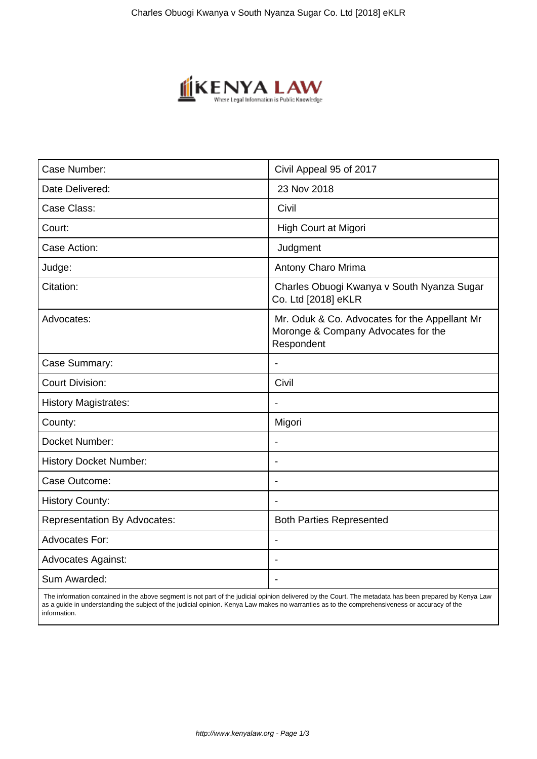| Case Number: | Civil Appeal 95 of 2017 |
| --- | --- |
| Date Delivered: | 23 Nov 2018 |
| Case Class: | Civil |
| Court: | High Court at Migori |
| Case Action: | Judgment |
| Judge: | Antony Charo Mrima |
| Citation: | Charles Obuogi Kwanya v South Nyanza Sugar Co. Ltd [2018] eKLR |
| Advocates: | Mr. Oduk & Co. Advocates for the Appellant Mr Moronge & Company Advocates for the Respondent |
| Case Summary: | - |
| Court Division: | Civil |
| History Magistrates: | - |
| County: | Migori |
| Docket Number: | - |
| History Docket Number: | - |
| Case Outcome: | - |
| History County: | - |
| Representation By Advocates: | Both Parties Represented |
| Advocates For: | - |
| Advocates Against: | - |
| Sum Awarded: | - |

The information contained in the above segment is not part of the judicial opinion delivered by the Court. The metadata has been prepared by Kenya Law as a guide in understanding the subject of the judicial opinion. Kenya Law makes no warranties as to the comprehensiveness or accuracy of the information.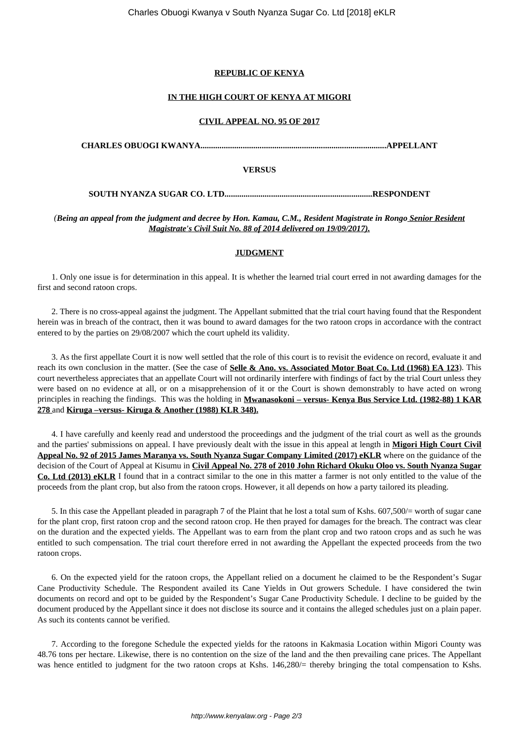**REPUBLIC OF KENYA**

**IN THE HIGH COURT OF KENYA AT MIGORI**

**CIVIL APPEAL NO. 95 OF 2017**

**CHARLES OBUOGI KWANYA.......................................................................................APPELLANT**

**VERSUS**

**SOUTH NYANZA SUGAR CO. LTD......................................................................RESPONDENT**

*(**Being an appeal from the judgment and decree by Hon. Kamau, C.M., Resident Magistrate in Rongo Senior Resident Magistrate's Civil Suit No. 88 of 2014 delivered on 19/09/2017).***

**JUDGMENT**

1. Only one issue is for determination in this appeal. It is whether the learned trial court erred in not awarding damages for the first and second ratoon crops.

2. There is no cross-appeal against the judgment. The Appellant submitted that the trial court having found that the Respondent herein was in breach of the contract, then it was bound to award damages for the two ratoon crops in accordance with the contract entered to by the parties on 29/08/2007 which the court upheld its validity.

3. As the first appellate Court it is now well settled that the role of this court is to revisit the evidence on record, evaluate it and reach its own conclusion in the matter. (See the case of **Selle & Ano. vs. Associated Motor Boat Co. Ltd (1968) EA 123**). This court nevertheless appreciates that an appellate Court will not ordinarily interfere with findings of fact by the trial Court unless they were based on no evidence at all, or on a misapprehension of it or the Court is shown demonstrably to have acted on wrong principles in reaching the findings. This was the holding in **Mwanasokoni – versus- Kenya Bus Service Ltd. (1982-88) 1 KAR 278** and **Kiruga –versus- Kiruga & Another (1988) KLR 348).**

4. I have carefully and keenly read and understood the proceedings and the judgment of the trial court as well as the grounds and the parties' submissions on appeal. I have previously dealt with the issue in this appeal at length in **Migori High Court Civil Appeal No. 92 of 2015 James Maranya vs. South Nyanza Sugar Company Limited (2017) eKLR** where on the guidance of the decision of the Court of Appeal at Kisumu in **Civil Appeal No. 278 of 2010 John Richard Okuku Oloo vs. South Nyanza Sugar Co. Ltd (2013) eKLR** I found that in a contract similar to the one in this matter a farmer is not only entitled to the value of the proceeds from the plant crop, but also from the ratoon crops. However, it all depends on how a party tailored its pleading.

5. In this case the Appellant pleaded in paragraph 7 of the Plaint that he lost a total sum of Kshs. 607,500/= worth of sugar cane for the plant crop, first ratoon crop and the second ratoon crop. He then prayed for damages for the breach. The contract was clear on the duration and the expected yields. The Appellant was to earn from the plant crop and two ratoon crops and as such he was entitled to such compensation. The trial court therefore erred in not awarding the Appellant the expected proceeds from the two ratoon crops.

6. On the expected yield for the ratoon crops, the Appellant relied on a document he claimed to be the Respondent's Sugar Cane Productivity Schedule. The Respondent availed its Cane Yields in Out growers Schedule. I have considered the twin documents on record and opt to be guided by the Respondent's Sugar Cane Productivity Schedule. I decline to be guided by the document produced by the Appellant since it does not disclose its source and it contains the alleged schedules just on a plain paper. As such its contents cannot be verified.

7. According to the foregone Schedule the expected yields for the ratoons in Kakmasia Location within Migori County was 48.76 tons per hectare. Likewise, there is no contention on the size of the land and the then prevailing cane prices. The Appellant was hence entitled to judgment for the two ratoon crops at Kshs. 146,280/= thereby bringing the total compensation to Kshs.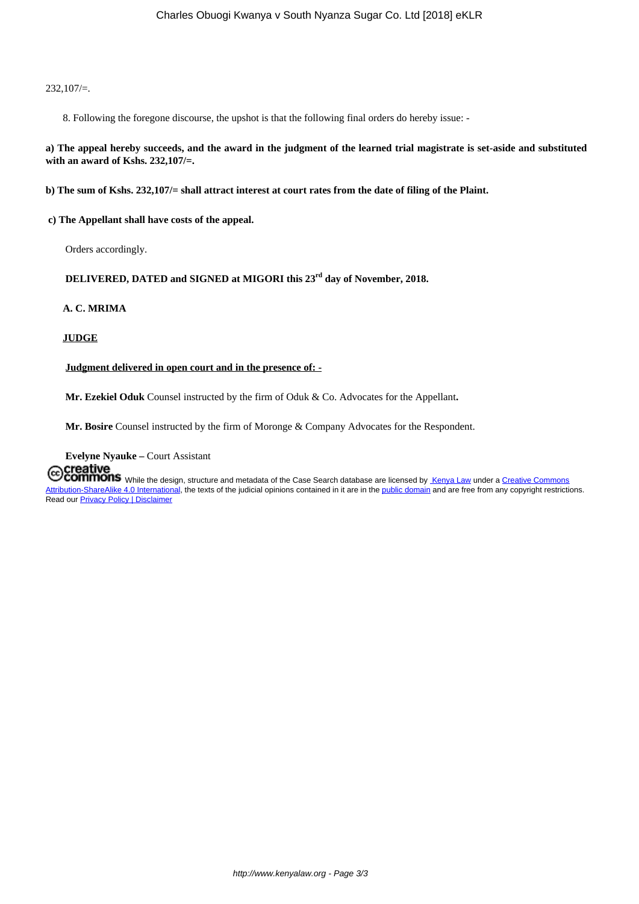232,107/=.

8. Following the foregone discourse, the upshot is that the following final orders do hereby issue: -

**a) The appeal hereby succeeds, and the award in the judgment of the learned trial magistrate is set-aside and substituted with an award of Kshs. 232,107/=.**

**b) The sum of Kshs. 232,107/= shall attract interest at court rates from the date of filing of the Plaint.**

**c) The Appellant shall have costs of the appeal.**

Orders accordingly.

**DELIVERED, DATED and SIGNED at MIGORI this 23rd day of November, 2018.**

**A. C. MRIMA**

**JUDGE**

**Judgment delivered in open court and in the presence of: -**

**Mr. Ezekiel Oduk** Counsel instructed by the firm of Oduk & Co. Advocates for the Appellant**.**

**Mr. Bosire** Counsel instructed by the firm of Moronge & Company Advocates for the Respondent.

**Evelyne Nyauke –** Court Assistant

While the design, structure and metadata of the Case Search database are licensed by Kenya Law under a Creative Commons Attribution-ShareAlike 4.0 International, the texts of the judicial opinions contained in it are in the public domain and are free from any copyright restrictions. Read our Privacy Policy | Disclaimer